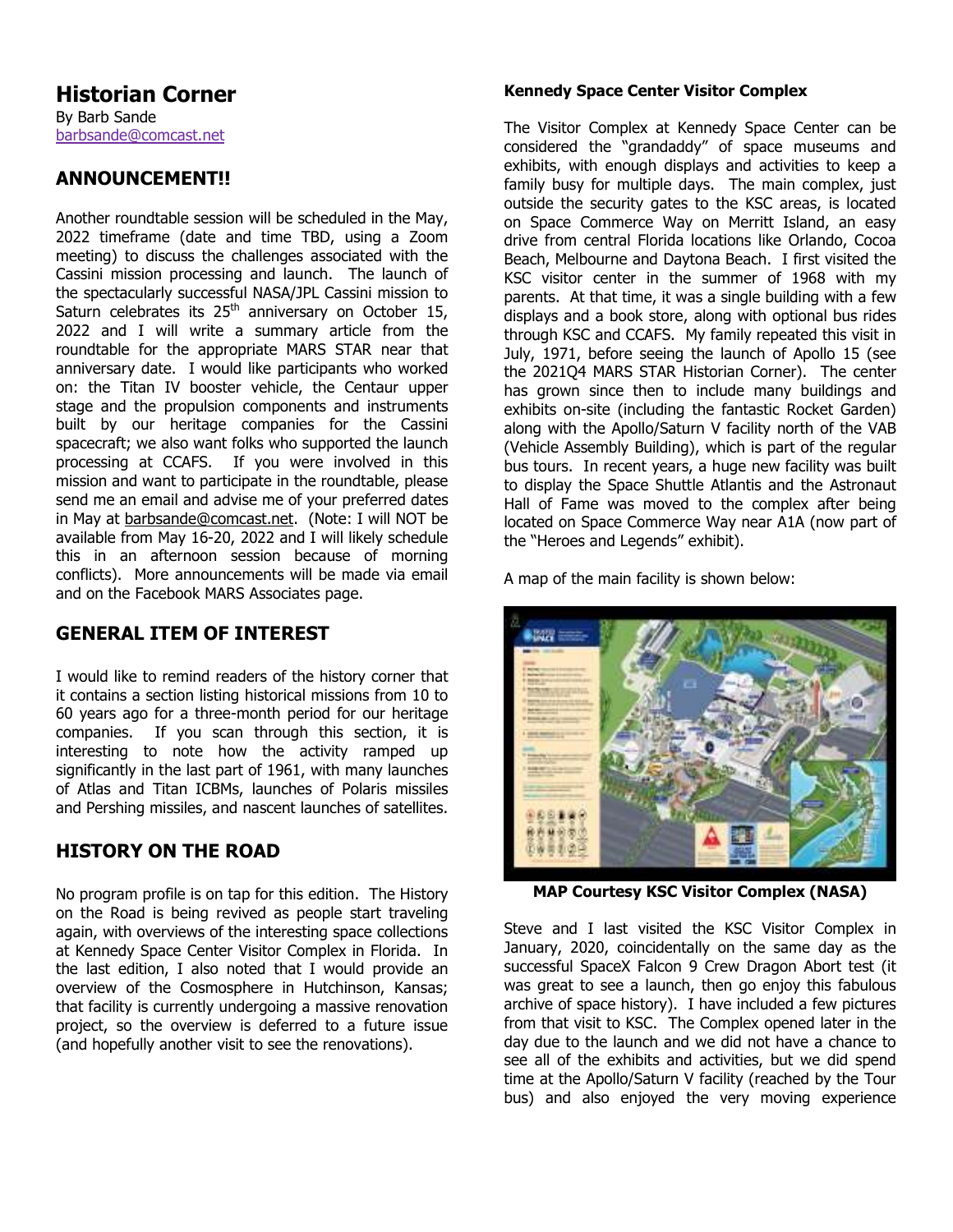# Historian Corner

By Barb Sande
barbsande@comcast.net

## ANNOUNCEMENT!!

Another roundtable session will be scheduled in the May, 2022 timeframe (date and time TBD, using a Zoom meeting) to discuss the challenges associated with the Cassini mission processing and launch. The launch of the spectacularly successful NASA/JPL Cassini mission to Saturn celebrates its 25th anniversary on October 15, 2022 and I will write a summary article from the roundtable for the appropriate MARS STAR near that anniversary date. I would like participants who worked on: the Titan IV booster vehicle, the Centaur upper stage and the propulsion components and instruments built by our heritage companies for the Cassini spacecraft; we also want folks who supported the launch processing at CCAFS. If you were involved in this mission and want to participate in the roundtable, please send me an email and advise me of your preferred dates in May at barbsande@comcast.net. (Note: I will NOT be available from May 16-20, 2022 and I will likely schedule this in an afternoon session because of morning conflicts). More announcements will be made via email and on the Facebook MARS Associates page.

## GENERAL ITEM OF INTEREST

I would like to remind readers of the history corner that it contains a section listing historical missions from 10 to 60 years ago for a three-month period for our heritage companies. If you scan through this section, it is interesting to note how the activity ramped up significantly in the last part of 1961, with many launches of Atlas and Titan ICBMs, launches of Polaris missiles and Pershing missiles, and nascent launches of satellites.

## HISTORY ON THE ROAD

No program profile is on tap for this edition. The History on the Road is being revived as people start traveling again, with overviews of the interesting space collections at Kennedy Space Center Visitor Complex in Florida. In the last edition, I also noted that I would provide an overview of the Cosmosphere in Hutchinson, Kansas; that facility is currently undergoing a massive renovation project, so the overview is deferred to a future issue (and hopefully another visit to see the renovations).

**Kennedy Space Center Visitor Complex**

The Visitor Complex at Kennedy Space Center can be considered the "grandaddy" of space museums and exhibits, with enough displays and activities to keep a family busy for multiple days. The main complex, just outside the security gates to the KSC areas, is located on Space Commerce Way on Merritt Island, an easy drive from central Florida locations like Orlando, Cocoa Beach, Melbourne and Daytona Beach. I first visited the KSC visitor center in the summer of 1968 with my parents. At that time, it was a single building with a few displays and a book store, along with optional bus rides through KSC and CCAFS. My family repeated this visit in July, 1971, before seeing the launch of Apollo 15 (see the 2021Q4 MARS STAR Historian Corner). The center has grown since then to include many buildings and exhibits on-site (including the fantastic Rocket Garden) along with the Apollo/Saturn V facility north of the VAB (Vehicle Assembly Building), which is part of the regular bus tours. In recent years, a huge new facility was built to display the Space Shuttle Atlantis and the Astronaut Hall of Fame was moved to the complex after being located on Space Commerce Way near A1A (now part of the "Heroes and Legends" exhibit).

A map of the main facility is shown below:

**MAP Courtesy KSC Visitor Complex (NASA)**

Steve and I last visited the KSC Visitor Complex in January, 2020, coincidentally on the same day as the successful SpaceX Falcon 9 Crew Dragon Abort test (it was great to see a launch, then go enjoy this fabulous archive of space history). I have included a few pictures from that visit to KSC. The Complex opened later in the day due to the launch and we did not have a chance to see all of the exhibits and activities, but we did spend time at the Apollo/Saturn V facility (reached by the Tour bus) and also enjoyed the very moving experience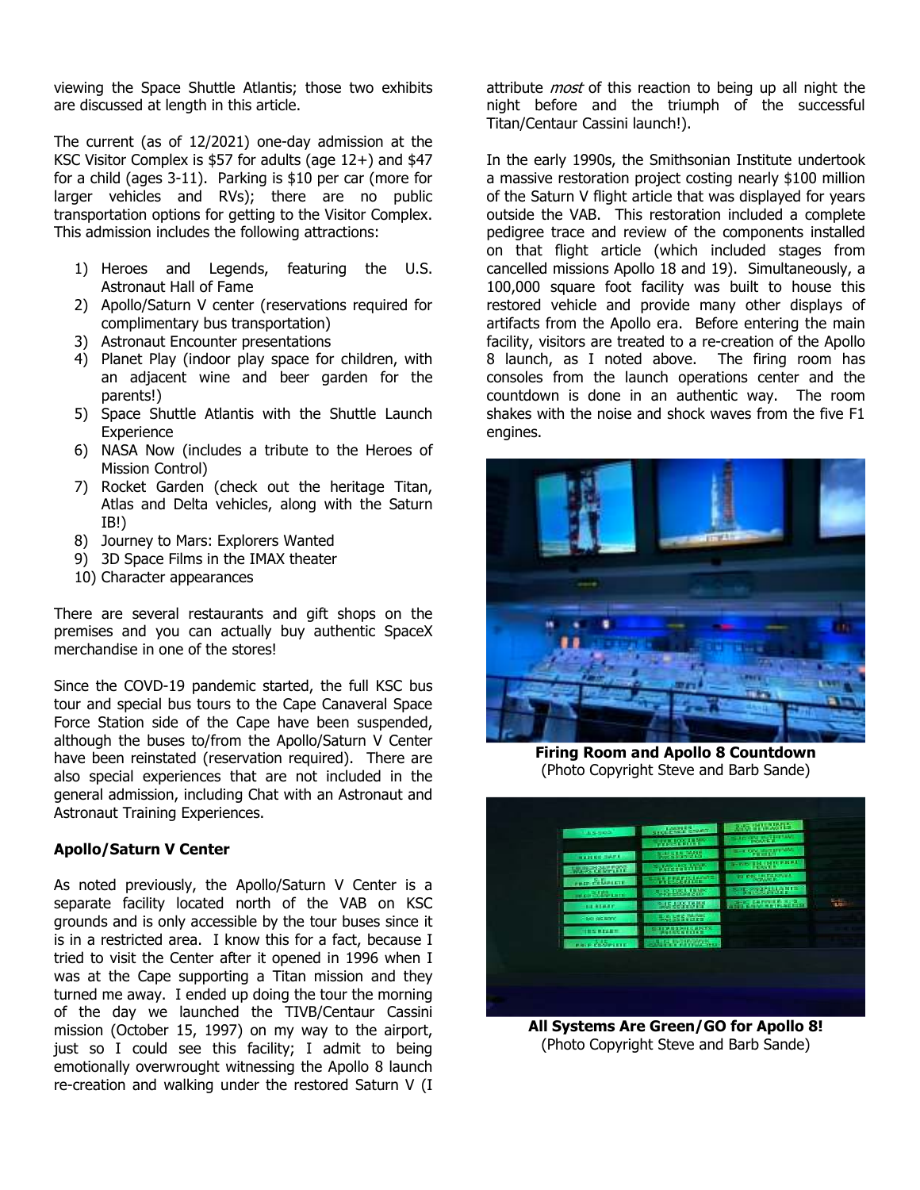viewing the Space Shuttle Atlantis; those two exhibits are discussed at length in this article.

The current (as of 12/2021) one-day admission at the KSC Visitor Complex is $57 for adults (age 12+) and $47 for a child (ages 3-11). Parking is $10 per car (more for larger vehicles and RVs); there are no public transportation options for getting to the Visitor Complex. This admission includes the following attractions:

1) Heroes and Legends, featuring the U.S. Astronaut Hall of Fame
2) Apollo/Saturn V center (reservations required for complimentary bus transportation)
3) Astronaut Encounter presentations
4) Planet Play (indoor play space for children, with an adjacent wine and beer garden for the parents!)
5) Space Shuttle Atlantis with the Shuttle Launch Experience
6) NASA Now (includes a tribute to the Heroes of Mission Control)
7) Rocket Garden (check out the heritage Titan, Atlas and Delta vehicles, along with the Saturn IB!)
8) Journey to Mars: Explorers Wanted
9) 3D Space Films in the IMAX theater
10) Character appearances

There are several restaurants and gift shops on the premises and you can actually buy authentic SpaceX merchandise in one of the stores!

Since the COVD-19 pandemic started, the full KSC bus tour and special bus tours to the Cape Canaveral Space Force Station side of the Cape have been suspended, although the buses to/from the Apollo/Saturn V Center have been reinstated (reservation required). There are also special experiences that are not included in the general admission, including Chat with an Astronaut and Astronaut Training Experiences.

**Apollo/Saturn V Center**

As noted previously, the Apollo/Saturn V Center is a separate facility located north of the VAB on KSC grounds and is only accessible by the tour buses since it is in a restricted area. I know this for a fact, because I tried to visit the Center after it opened in 1996 when I was at the Cape supporting a Titan mission and they turned me away. I ended up doing the tour the morning of the day we launched the TIVB/Centaur Cassini mission (October 15, 1997) on my way to the airport, just so I could see this facility; I admit to being emotionally overwrought witnessing the Apollo 8 launch re-creation and walking under the restored Saturn V (I attribute *most* of this reaction to being up all night the night before and the triumph of the successful Titan/Centaur Cassini launch!).

In the early 1990s, the Smithsonian Institute undertook a massive restoration project costing nearly $100 million of the Saturn V flight article that was displayed for years outside the VAB. This restoration included a complete pedigree trace and review of the components installed on that flight article (which included stages from cancelled missions Apollo 18 and 19). Simultaneously, a 100,000 square foot facility was built to house this restored vehicle and provide many other displays of artifacts from the Apollo era. Before entering the main facility, visitors are treated to a re-creation of the Apollo 8 launch, as I noted above. The firing room has consoles from the launch operations center and the countdown is done in an authentic way. The room shakes with the noise and shock waves from the five F1 engines.

**Firing Room and Apollo 8 Countdown**
(Photo Copyright Steve and Barb Sande)

**All Systems Are Green/GO for Apollo 8!**
(Photo Copyright Steve and Barb Sande)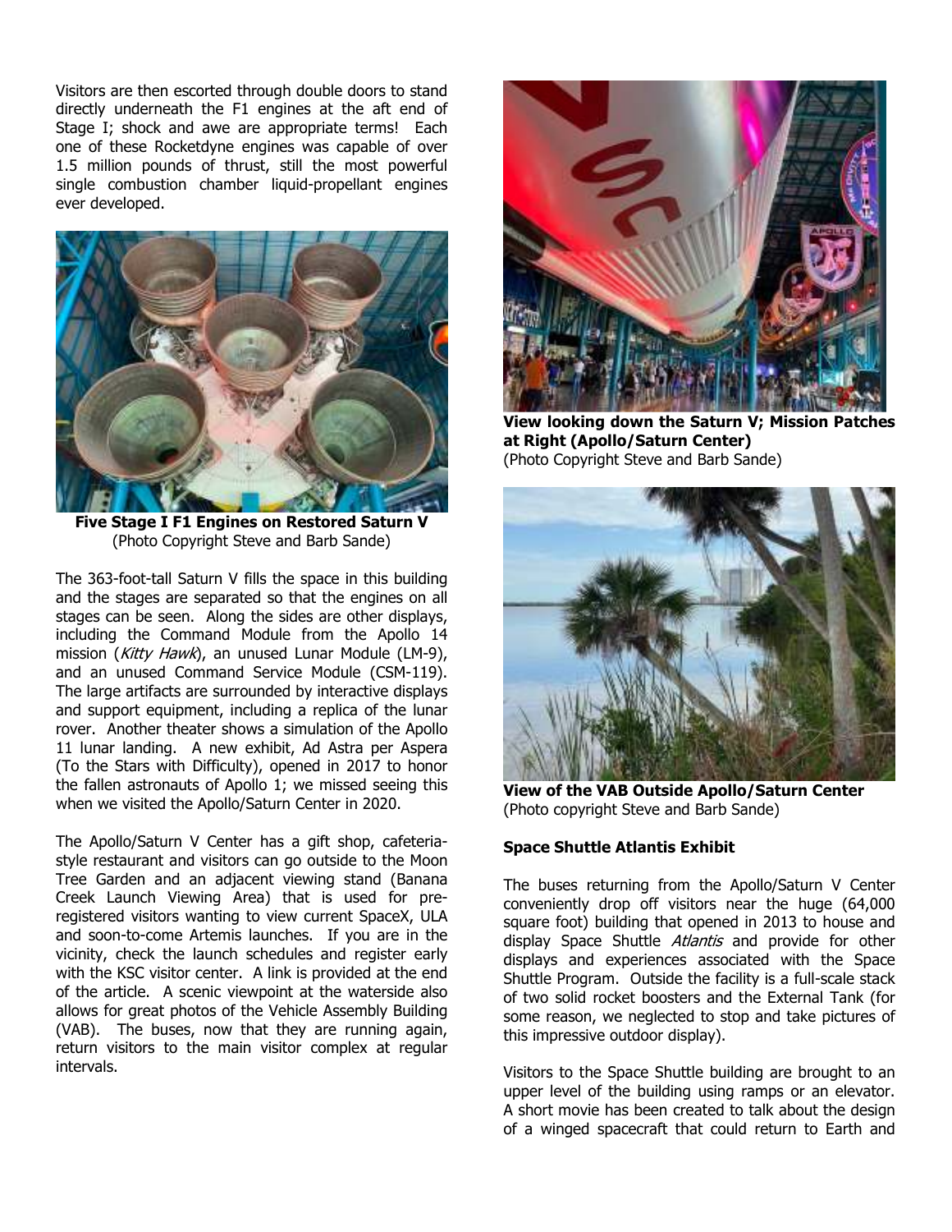Visitors are then escorted through double doors to stand directly underneath the F1 engines at the aft end of Stage I; shock and awe are appropriate terms! Each one of these Rocketdyne engines was capable of over 1.5 million pounds of thrust, still the most powerful single combustion chamber liquid-propellant engines ever developed.

**Five Stage I F1 Engines on Restored Saturn V**
(Photo Copyright Steve and Barb Sande)

The 363-foot-tall Saturn V fills the space in this building and the stages are separated so that the engines on all stages can be seen. Along the sides are other displays, including the Command Module from the Apollo 14 mission (*Kitty Hawk*), an unused Lunar Module (LM-9), and an unused Command Service Module (CSM-119). The large artifacts are surrounded by interactive displays and support equipment, including a replica of the lunar rover. Another theater shows a simulation of the Apollo 11 lunar landing. A new exhibit, Ad Astra per Aspera (To the Stars with Difficulty), opened in 2017 to honor the fallen astronauts of Apollo 1; we missed seeing this when we visited the Apollo/Saturn Center in 2020.

The Apollo/Saturn V Center has a gift shop, cafeteria-style restaurant and visitors can go outside to the Moon Tree Garden and an adjacent viewing stand (Banana Creek Launch Viewing Area) that is used for pre-registered visitors wanting to view current SpaceX, ULA and soon-to-come Artemis launches. If you are in the vicinity, check the launch schedules and register early with the KSC visitor center. A link is provided at the end of the article. A scenic viewpoint at the waterside also allows for great photos of the Vehicle Assembly Building (VAB). The buses, now that they are running again, return visitors to the main visitor complex at regular intervals.

**View looking down the Saturn V; Mission Patches at Right (Apollo/Saturn Center)**
(Photo Copyright Steve and Barb Sande)

**View of the VAB Outside Apollo/Saturn Center**
(Photo copyright Steve and Barb Sande)

**Space Shuttle Atlantis Exhibit**

The buses returning from the Apollo/Saturn V Center conveniently drop off visitors near the huge (64,000 square foot) building that opened in 2013 to house and display Space Shuttle *Atlantis* and provide for other displays and experiences associated with the Space Shuttle Program. Outside the facility is a full-scale stack of two solid rocket boosters and the External Tank (for some reason, we neglected to stop and take pictures of this impressive outdoor display).

Visitors to the Space Shuttle building are brought to an upper level of the building using ramps or an elevator. A short movie has been created to talk about the design of a winged spacecraft that could return to Earth and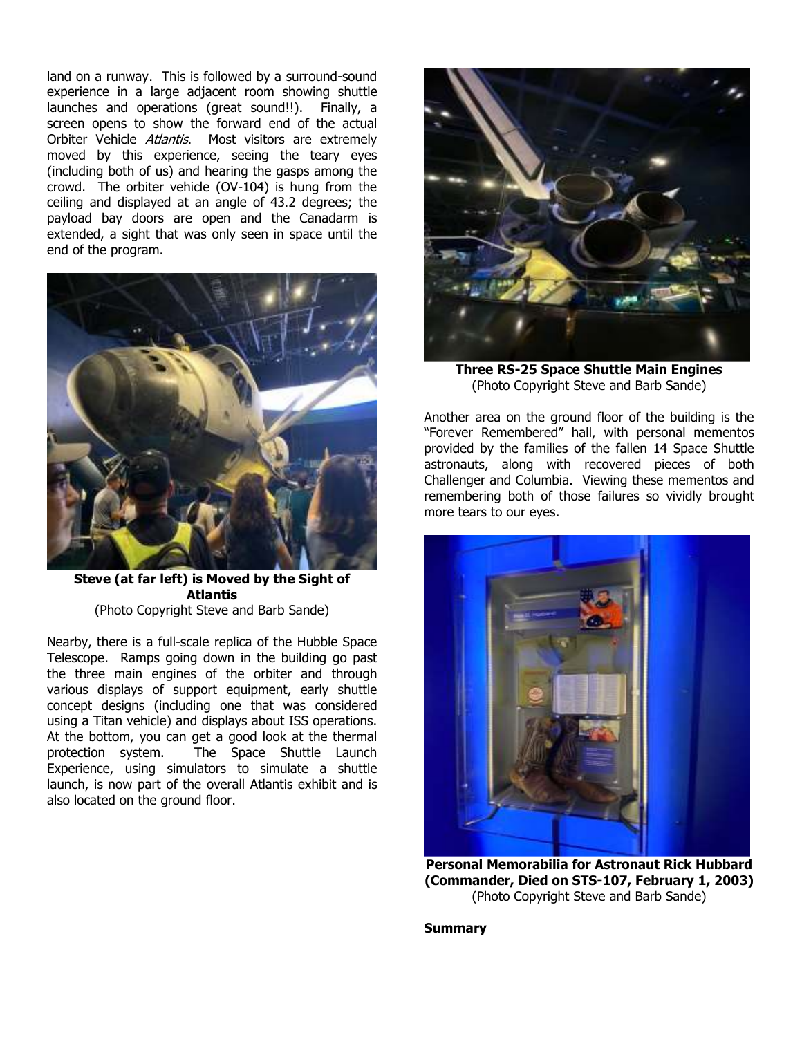land on a runway. This is followed by a surround-sound experience in a large adjacent room showing shuttle launches and operations (great sound!!). Finally, a screen opens to show the forward end of the actual Orbiter Vehicle *Atlantis*. Most visitors are extremely moved by this experience, seeing the teary eyes (including both of us) and hearing the gasps among the crowd. The orbiter vehicle (OV-104) is hung from the ceiling and displayed at an angle of 43.2 degrees; the payload bay doors are open and the Canadarm is extended, a sight that was only seen in space until the end of the program.

**Steve (at far left) is Moved by the Sight of Atlantis**
(Photo Copyright Steve and Barb Sande)

Nearby, there is a full-scale replica of the Hubble Space Telescope. Ramps going down in the building go past the three main engines of the orbiter and through various displays of support equipment, early shuttle concept designs (including one that was considered using a Titan vehicle) and displays about ISS operations. At the bottom, you can get a good look at the thermal protection system. The Space Shuttle Launch Experience, using simulators to simulate a shuttle launch, is now part of the overall Atlantis exhibit and is also located on the ground floor.

**Three RS-25 Space Shuttle Main Engines**
(Photo Copyright Steve and Barb Sande)

Another area on the ground floor of the building is the "Forever Remembered" hall, with personal mementos provided by the families of the fallen 14 Space Shuttle astronauts, along with recovered pieces of both Challenger and Columbia. Viewing these mementos and remembering both of those failures so vividly brought more tears to our eyes.

**Personal Memorabilia for Astronaut Rick Hubbard (Commander, Died on STS-107, February 1, 2003)**
(Photo Copyright Steve and Barb Sande)

**Summary**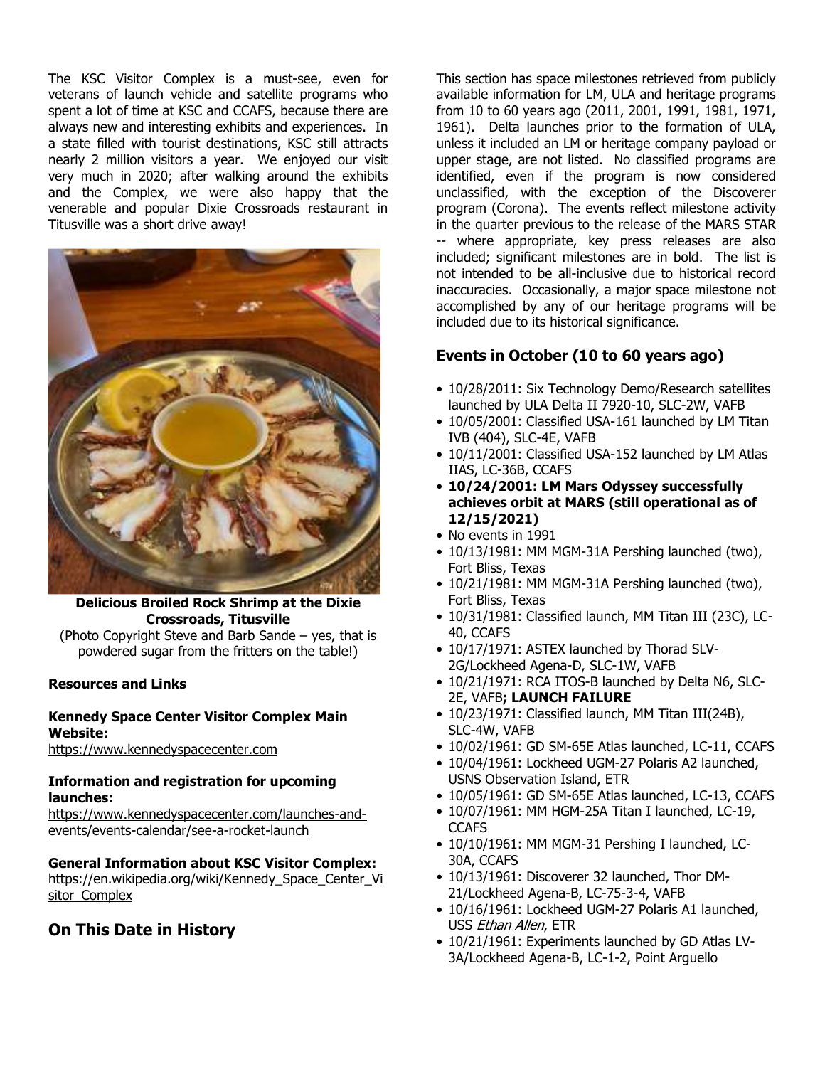The KSC Visitor Complex is a must-see, even for veterans of launch vehicle and satellite programs who spent a lot of time at KSC and CCAFS, because there are always new and interesting exhibits and experiences. In a state filled with tourist destinations, KSC still attracts nearly 2 million visitors a year. We enjoyed our visit very much in 2020; after walking around the exhibits and the Complex, we were also happy that the venerable and popular Dixie Crossroads restaurant in Titusville was a short drive away!

**Delicious Broiled Rock Shrimp at the Dixie Crossroads, Titusville**

(Photo Copyright Steve and Barb Sande – yes, that is powdered sugar from the fritters on the table!)

**Resources and Links**

**Kennedy Space Center Visitor Complex Main Website:**
https://www.kennedyspacecenter.com

**Information and registration for upcoming launches:**
https://www.kennedyspacecenter.com/launches-and-events/events-calendar/see-a-rocket-launch

**General Information about KSC Visitor Complex:**
https://en.wikipedia.org/wiki/Kennedy_Space_Center_Visitor_Complex

## On This Date in History

This section has space milestones retrieved from publicly available information for LM, ULA and heritage programs from 10 to 60 years ago (2011, 2001, 1991, 1981, 1971, 1961). Delta launches prior to the formation of ULA, unless it included an LM or heritage company payload or upper stage, are not listed. No classified programs are identified, even if the program is now considered unclassified, with the exception of the Discoverer program (Corona). The events reflect milestone activity in the quarter previous to the release of the MARS STAR -- where appropriate, key press releases are also included; significant milestones are in bold. The list is not intended to be all-inclusive due to historical record inaccuracies. Occasionally, a major space milestone not accomplished by any of our heritage programs will be included due to its historical significance.

### Events in October (10 to 60 years ago)

- 10/28/2011: Six Technology Demo/Research satellites launched by ULA Delta II 7920-10, SLC-2W, VAFB
- 10/05/2001: Classified USA-161 launched by LM Titan IVB (404), SLC-4E, VAFB
- 10/11/2001: Classified USA-152 launched by LM Atlas IIAS, LC-36B, CCAFS
- **10/24/2001: LM Mars Odyssey successfully achieves orbit at MARS (still operational as of 12/15/2021)**
- No events in 1991
- 10/13/1981: MM MGM-31A Pershing launched (two), Fort Bliss, Texas
- 10/21/1981: MM MGM-31A Pershing launched (two), Fort Bliss, Texas
- 10/31/1981: Classified launch, MM Titan III (23C), LC-40, CCAFS
- 10/17/1971: ASTEX launched by Thorad SLV-2G/Lockheed Agena-D, SLC-1W, VAFB
- 10/21/1971: RCA ITOS-B launched by Delta N6, SLC-2E, VAFB**; LAUNCH FAILURE**
- 10/23/1971: Classified launch, MM Titan III(24B), SLC-4W, VAFB
- 10/02/1961: GD SM-65E Atlas launched, LC-11, CCAFS
- 10/04/1961: Lockheed UGM-27 Polaris A2 launched, USNS Observation Island, ETR
- 10/05/1961: GD SM-65E Atlas launched, LC-13, CCAFS
- 10/07/1961: MM HGM-25A Titan I launched, LC-19, CCAFS
- 10/10/1961: MM MGM-31 Pershing I launched, LC-30A, CCAFS
- 10/13/1961: Discoverer 32 launched, Thor DM-21/Lockheed Agena-B, LC-75-3-4, VAFB
- 10/16/1961: Lockheed UGM-27 Polaris A1 launched, USS *Ethan Allen*, ETR
- 10/21/1961: Experiments launched by GD Atlas LV-3A/Lockheed Agena-B, LC-1-2, Point Arguello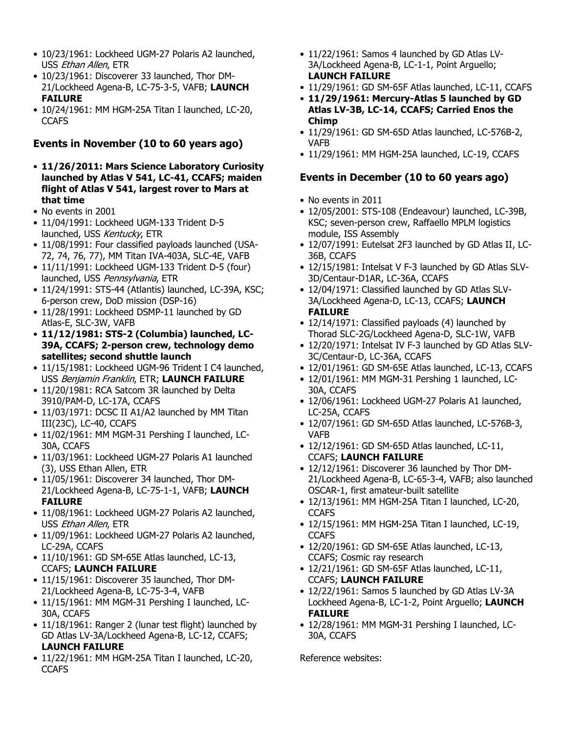- 10/23/1961: Lockheed UGM-27 Polaris A2 launched, USS *Ethan Allen*, ETR
- 10/23/1961: Discoverer 33 launched, Thor DM-21/Lockheed Agena-B, LC-75-3-5, VAFB; **LAUNCH FAILURE**
- 10/24/1961: MM HGM-25A Titan I launched, LC-20, CCAFS

### Events in November (10 to 60 years ago)

- **11/26/2011: Mars Science Laboratory Curiosity launched by Atlas V 541, LC-41, CCAFS; maiden flight of Atlas V 541, largest rover to Mars at that time**
- No events in 2001
- 11/04/1991: Lockheed UGM-133 Trident D-5 launched, USS *Kentucky*, ETR
- 11/08/1991: Four classified payloads launched (USA-72, 74, 76, 77), MM Titan IVA-403A, SLC-4E, VAFB
- 11/11/1991: Lockheed UGM-133 Trident D-5 (four) launched, USS *Pennsylvania*, ETR
- 11/24/1991: STS-44 (Atlantis) launched, LC-39A, KSC; 6-person crew, DoD mission (DSP-16)
- 11/28/1991: Lockheed DSMP-11 launched by GD Atlas-E, SLC-3W, VAFB
- **11/12/1981: STS-2 (Columbia) launched, LC-39A, CCAFS; 2-person crew, technology demo satellites; second shuttle launch**
- 11/15/1981: Lockheed UGM-96 Trident I C4 launched, USS *Benjamin Franklin*, ETR; **LAUNCH FAILURE**
- 11/20/1981: RCA Satcom 3R launched by Delta 3910/PAM-D, LC-17A, CCAFS
- 11/03/1971: DCSC II A1/A2 launched by MM Titan III(23C), LC-40, CCAFS
- 11/02/1961: MM MGM-31 Pershing I launched, LC-30A, CCAFS
- 11/03/1961: Lockheed UGM-27 Polaris A1 launched (3), USS Ethan Allen, ETR
- 11/05/1961: Discoverer 34 launched, Thor DM-21/Lockheed Agena-B, LC-75-1-1, VAFB; **LAUNCH FAILURE**
- 11/08/1961: Lockheed UGM-27 Polaris A2 launched, USS *Ethan Allen*, ETR
- 11/09/1961: Lockheed UGM-27 Polaris A2 launched, LC-29A, CCAFS
- 11/10/1961: GD SM-65E Atlas launched, LC-13, CCAFS; **LAUNCH FAILURE**
- 11/15/1961: Discoverer 35 launched, Thor DM-21/Lockheed Agena-B, LC-75-3-4, VAFB
- 11/15/1961: MM MGM-31 Pershing I launched, LC-30A, CCAFS
- 11/18/1961: Ranger 2 (lunar test flight) launched by GD Atlas LV-3A/Lockheed Agena-B, LC-12, CCAFS; **LAUNCH FAILURE**
- 11/22/1961: MM HGM-25A Titan I launched, LC-20, CCAFS
- 11/22/1961: Samos 4 launched by GD Atlas LV-3A/Lockheed Agena-B, LC-1-1, Point Arguello; **LAUNCH FAILURE**
- 11/29/1961: GD SM-65F Atlas launched, LC-11, CCAFS
- **11/29/1961: Mercury-Atlas 5 launched by GD Atlas LV-3B, LC-14, CCAFS; Carried Enos the Chimp**
- 11/29/1961: GD SM-65D Atlas launched, LC-576B-2, VAFB
- 11/29/1961: MM HGM-25A launched, LC-19, CCAFS

### Events in December (10 to 60 years ago)

- No events in 2011
- 12/05/2001: STS-108 (Endeavour) launched, LC-39B, KSC; seven-person crew, Raffaello MPLM logistics module, ISS Assembly
- 12/07/1991: Eutelsat 2F3 launched by GD Atlas II, LC-36B, CCAFS
- 12/15/1981: Intelsat V F-3 launched by GD Atlas SLV-3D/Centaur-D1AR, LC-36A, CCAFS
- 12/04/1971: Classified launched by GD Atlas SLV-3A/Lockheed Agena-D, LC-13, CCAFS; **LAUNCH FAILURE**
- 12/14/1971: Classified payloads (4) launched by Thorad SLC-2G/Lockheed Agena-D, SLC-1W, VAFB
- 12/20/1971: Intelsat IV F-3 launched by GD Atlas SLV-3C/Centaur-D, LC-36A, CCAFS
- 12/01/1961: GD SM-65E Atlas launched, LC-13, CCAFS
- 12/01/1961: MM MGM-31 Pershing 1 launched, LC-30A, CCAFS
- 12/06/1961: Lockheed UGM-27 Polaris A1 launched, LC-25A, CCAFS
- 12/07/1961: GD SM-65D Atlas launched, LC-576B-3, VAFB
- 12/12/1961: GD SM-65D Atlas launched, LC-11, CCAFS; **LAUNCH FAILURE**
- 12/12/1961: Discoverer 36 launched by Thor DM-21/Lockheed Agena-B, LC-65-3-4, VAFB; also launched OSCAR-1, first amateur-built satellite
- 12/13/1961: MM HGM-25A Titan I launched, LC-20, CCAFS
- 12/15/1961: MM HGM-25A Titan I launched, LC-19, CCAFS
- 12/20/1961: GD SM-65E Atlas launched, LC-13, CCAFS; Cosmic ray research
- 12/21/1961: GD SM-65F Atlas launched, LC-11, CCAFS; **LAUNCH FAILURE**
- 12/22/1961: Samos 5 launched by GD Atlas LV-3A Lockheed Agena-B, LC-1-2, Point Arguello; **LAUNCH FAILURE**
- 12/28/1961: MM MGM-31 Pershing I launched, LC-30A, CCAFS

Reference websites: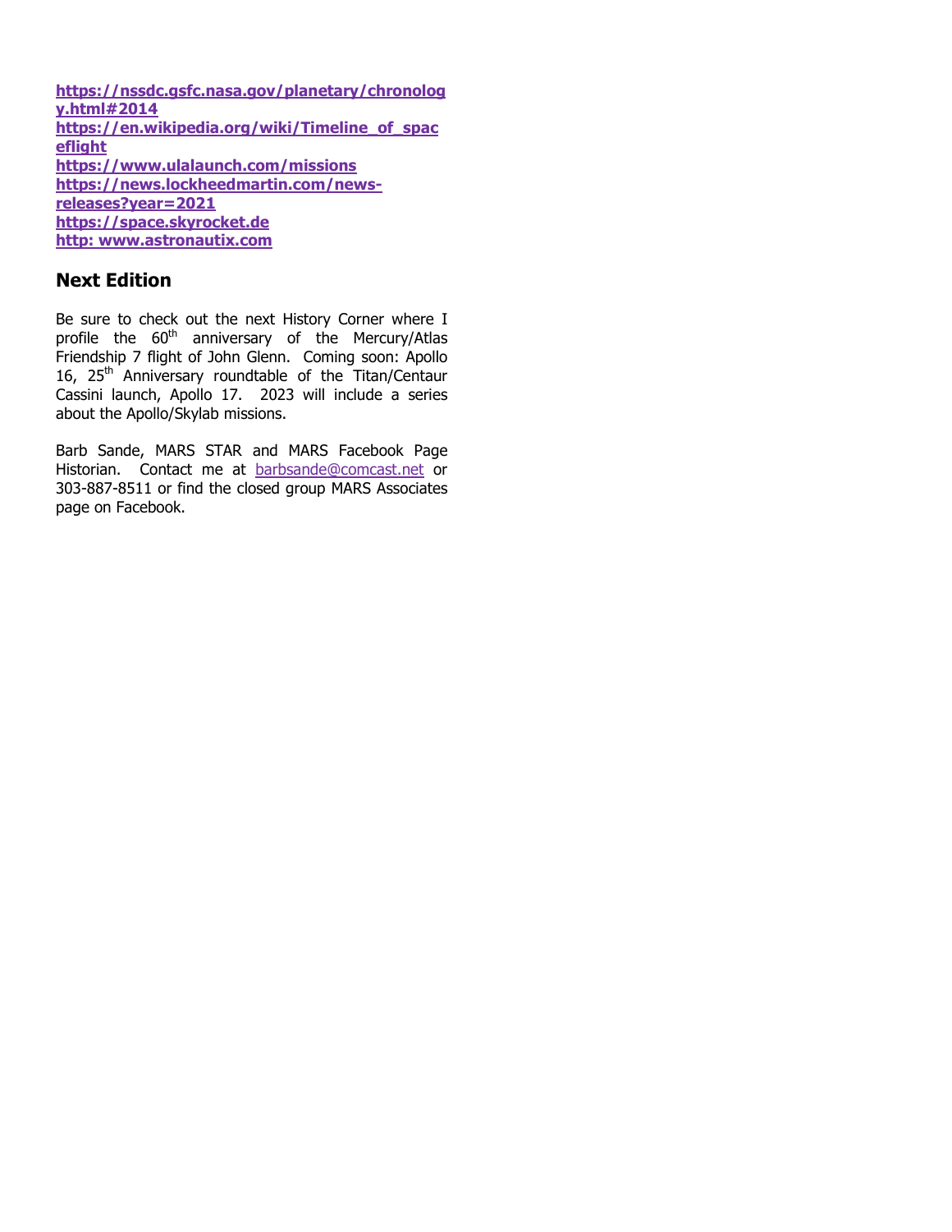**https://nssdc.gsfc.nasa.gov/planetary/chronology.html#2014**
**https://en.wikipedia.org/wiki/Timeline_of_spaceflight**
**https://www.ulalaunch.com/missions**
**https://news.lockheedmartin.com/news-releases?year=2021**
**https://space.skyrocket.de**
**http: www.astronautix.com**

## Next Edition

Be sure to check out the next History Corner where I profile the 60th anniversary of the Mercury/Atlas Friendship 7 flight of John Glenn. Coming soon: Apollo 16, 25th Anniversary roundtable of the Titan/Centaur Cassini launch, Apollo 17. 2023 will include a series about the Apollo/Skylab missions.

Barb Sande, MARS STAR and MARS Facebook Page Historian. Contact me at barbsande@comcast.net or 303-887-8511 or find the closed group MARS Associates page on Facebook.